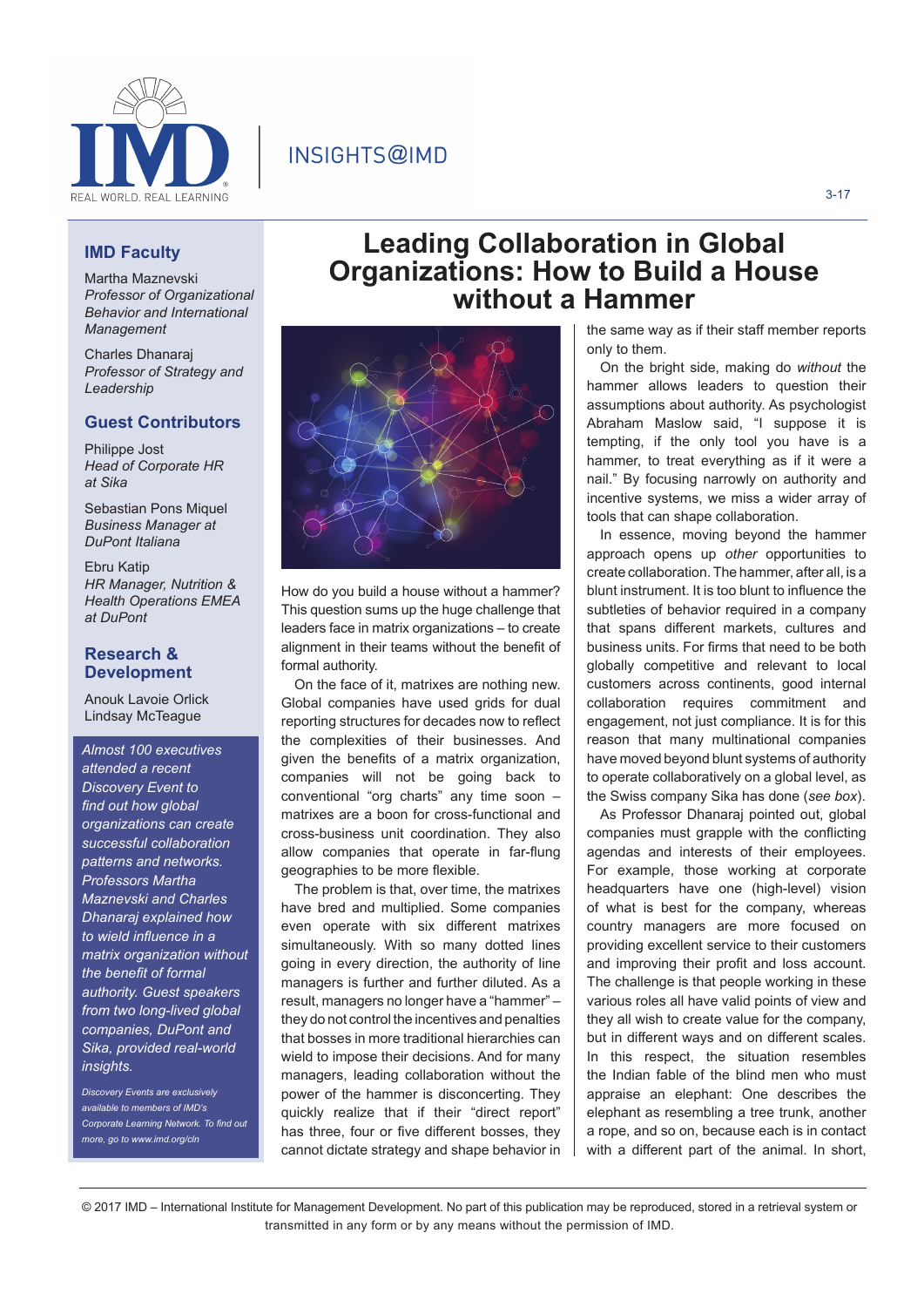# Leading Collaboration in Global Organizations: How to Build a House without a Hammer

## IMD Faculty

Martha Maznevski
*Professor of Organizational Behavior and International Management*

Charles Dhanaraj
*Professor of Strategy and Leadership*

## Guest Contributors

Philippe Jost
*Head of Corporate HR at Sika*

Sebastian Pons Miquel
*Business Manager at DuPont Italiana*

Ebru Katip
*HR Manager, Nutrition & Health Operations EMEA at DuPont*

## Research & Development

Anouk Lavoie Orlick
Lindsay McTeague

*Almost 100 executives attended a recent Discovery Event to find out how global organizations can create successful collaboration patterns and networks. Professors Martha Maznevski and Charles Dhanaraj explained how to wield influence in a matrix organization without the benefit of formal authority. Guest speakers from two long-lived global companies, DuPont and Sika, provided real-world insights.*

*Discovery Events are exclusively available to members of IMD's Corporate Learning Network. To find out more, go to www.imd.org/cln*

How do you build a house without a hammer? This question sums up the huge challenge that leaders face in matrix organizations – to create alignment in their teams without the benefit of formal authority.

On the face of it, matrixes are nothing new. Global companies have used grids for dual reporting structures for decades now to reflect the complexities of their businesses. And given the benefits of a matrix organization, companies will not be going back to conventional "org charts" any time soon – matrixes are a boon for cross-functional and cross-business unit coordination. They also allow companies that operate in far-flung geographies to be more flexible.

The problem is that, over time, the matrixes have bred and multiplied. Some companies even operate with six different matrixes simultaneously. With so many dotted lines going in every direction, the authority of line managers is further and further diluted. As a result, managers no longer have a "hammer" – they do not control the incentives and penalties that bosses in more traditional hierarchies can wield to impose their decisions. And for many managers, leading collaboration without the power of the hammer is disconcerting. They quickly realize that if their "direct report" has three, four or five different bosses, they cannot dictate strategy and shape behavior in the same way as if their staff member reports only to them.

On the bright side, making do *without* the hammer allows leaders to question their assumptions about authority. As psychologist Abraham Maslow said, "I suppose it is tempting, if the only tool you have is a hammer, to treat everything as if it were a nail." By focusing narrowly on authority and incentive systems, we miss a wider array of tools that can shape collaboration.

In essence, moving beyond the hammer approach opens up *other* opportunities to create collaboration. The hammer, after all, is a blunt instrument. It is too blunt to influence the subtleties of behavior required in a company that spans different markets, cultures and business units. For firms that need to be both globally competitive and relevant to local customers across continents, good internal collaboration requires commitment and engagement, not just compliance. It is for this reason that many multinational companies have moved beyond blunt systems of authority to operate collaboratively on a global level, as the Swiss company Sika has done (*see box*).

As Professor Dhanaraj pointed out, global companies must grapple with the conflicting agendas and interests of their employees. For example, those working at corporate headquarters have one (high-level) vision of what is best for the company, whereas country managers are more focused on providing excellent service to their customers and improving their profit and loss account. The challenge is that people working in these various roles all have valid points of view and they all wish to create value for the company, but in different ways and on different scales. In this respect, the situation resembles the Indian fable of the blind men who must appraise an elephant: One describes the elephant as resembling a tree trunk, another a rope, and so on, because each is in contact with a different part of the animal. In short,

© 2017 IMD – International Institute for Management Development. No part of this publication may be reproduced, stored in a retrieval system or transmitted in any form or by any means without the permission of IMD.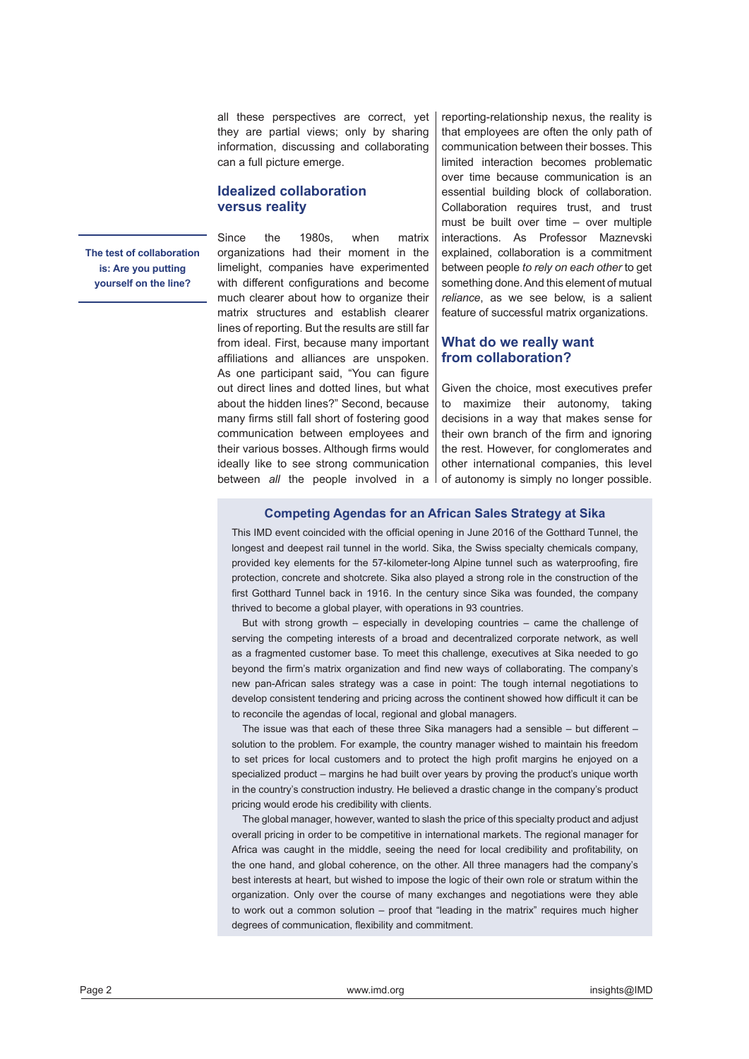all these perspectives are correct, yet they are partial views; only by sharing information, discussing and collaborating can a full picture emerge.

## Idealized collaboration versus reality

**The test of collaboration is: Are you putting yourself on the line?**

Since the 1980s, when matrix organizations had their moment in the limelight, companies have experimented with different configurations and become much clearer about how to organize their matrix structures and establish clearer lines of reporting. But the results are still far from ideal. First, because many important affiliations and alliances are unspoken. As one participant said, "You can figure out direct lines and dotted lines, but what about the hidden lines?" Second, because many firms still fall short of fostering good communication between employees and their various bosses. Although firms would ideally like to see strong communication between *all* the people involved in a reporting-relationship nexus, the reality is that employees are often the only path of communication between their bosses. This limited interaction becomes problematic over time because communication is an essential building block of collaboration. Collaboration requires trust, and trust must be built over time – over multiple interactions. As Professor Maznevski explained, collaboration is a commitment between people *to rely on each other* to get something done. And this element of mutual *reliance*, as we see below, is a salient feature of successful matrix organizations.

## What do we really want from collaboration?

Given the choice, most executives prefer to maximize their autonomy, taking decisions in a way that makes sense for their own branch of the firm and ignoring the rest. However, for conglomerates and other international companies, this level of autonomy is simply no longer possible.

### Competing Agendas for an African Sales Strategy at Sika

This IMD event coincided with the official opening in June 2016 of the Gotthard Tunnel, the longest and deepest rail tunnel in the world. Sika, the Swiss specialty chemicals company, provided key elements for the 57-kilometer-long Alpine tunnel such as waterproofing, fire protection, concrete and shotcrete. Sika also played a strong role in the construction of the first Gotthard Tunnel back in 1916. In the century since Sika was founded, the company thrived to become a global player, with operations in 93 countries.

But with strong growth – especially in developing countries – came the challenge of serving the competing interests of a broad and decentralized corporate network, as well as a fragmented customer base. To meet this challenge, executives at Sika needed to go beyond the firm's matrix organization and find new ways of collaborating. The company's new pan-African sales strategy was a case in point: The tough internal negotiations to develop consistent tendering and pricing across the continent showed how difficult it can be to reconcile the agendas of local, regional and global managers.

The issue was that each of these three Sika managers had a sensible – but different – solution to the problem. For example, the country manager wished to maintain his freedom to set prices for local customers and to protect the high profit margins he enjoyed on a specialized product – margins he had built over years by proving the product's unique worth in the country's construction industry. He believed a drastic change in the company's product pricing would erode his credibility with clients.

The global manager, however, wanted to slash the price of this specialty product and adjust overall pricing in order to be competitive in international markets. The regional manager for Africa was caught in the middle, seeing the need for local credibility and profitability, on the one hand, and global coherence, on the other. All three managers had the company's best interests at heart, but wished to impose the logic of their own role or stratum within the organization. Only over the course of many exchanges and negotiations were they able to work out a common solution – proof that "leading in the matrix" requires much higher degrees of communication, flexibility and commitment.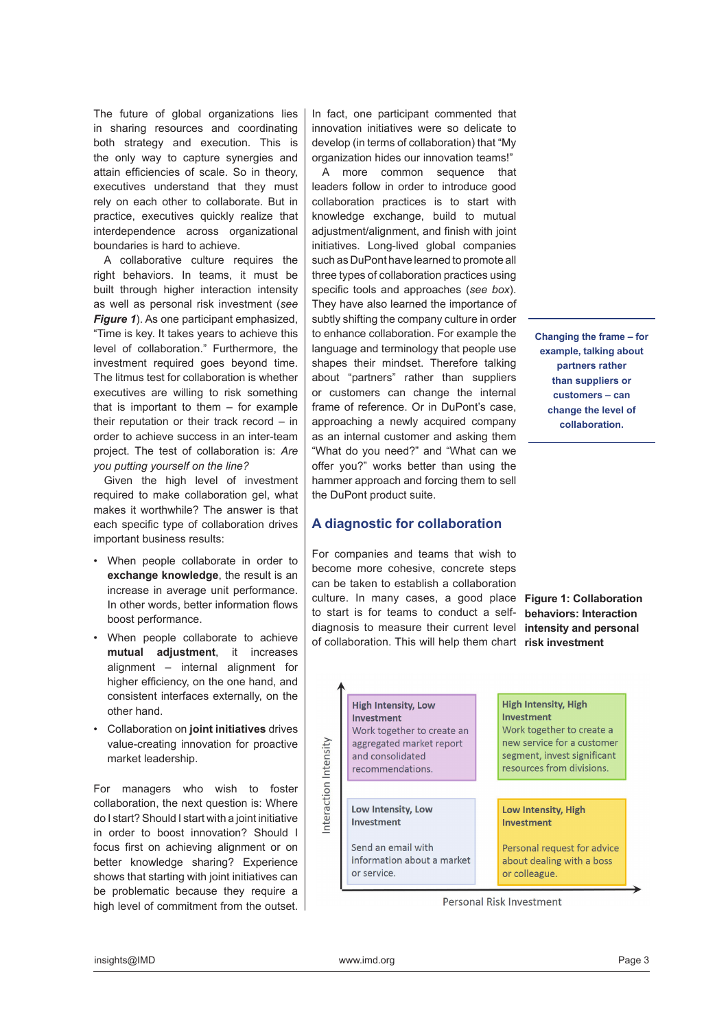The future of global organizations lies in sharing resources and coordinating both strategy and execution. This is the only way to capture synergies and attain efficiencies of scale. So in theory, executives understand that they must rely on each other to collaborate. But in practice, executives quickly realize that interdependence across organizational boundaries is hard to achieve.

A collaborative culture requires the right behaviors. In teams, it must be built through higher interaction intensity as well as personal risk investment (*see **Figure 1***). As one participant emphasized, "Time is key. It takes years to achieve this level of collaboration." Furthermore, the investment required goes beyond time. The litmus test for collaboration is whether executives are willing to risk something that is important to them – for example their reputation or their track record – in order to achieve success in an inter-team project. The test of collaboration is: *Are you putting yourself on the line?*

Given the high level of investment required to make collaboration gel, what makes it worthwhile? The answer is that each specific type of collaboration drives important business results:

- When people collaborate in order to **exchange knowledge**, the result is an increase in average unit performance. In other words, better information flows boost performance.
- When people collaborate to achieve **mutual adjustment**, it increases alignment – internal alignment for higher efficiency, on the one hand, and consistent interfaces externally, on the other hand.
- Collaboration on **joint initiatives** drives value-creating innovation for proactive market leadership.

For managers who wish to foster collaboration, the next question is: Where do I start? Should I start with a joint initiative in order to boost innovation? Should I focus first on achieving alignment or on better knowledge sharing? Experience shows that starting with joint initiatives can be problematic because they require a high level of commitment from the outset. In fact, one participant commented that innovation initiatives were so delicate to develop (in terms of collaboration) that "My organization hides our innovation teams!"

A more common sequence that leaders follow in order to introduce good collaboration practices is to start with knowledge exchange, build to mutual adjustment/alignment, and finish with joint initiatives. Long-lived global companies such as DuPont have learned to promote all three types of collaboration practices using specific tools and approaches (*see box*). They have also learned the importance of subtly shifting the company culture in order to enhance collaboration. For example the language and terminology that people use shapes their mindset. Therefore talking about "partners" rather than suppliers or customers can change the internal frame of reference. Or in DuPont's case, approaching a newly acquired company as an internal customer and asking them "What do you need?" and "What can we offer you?" works better than using the hammer approach and forcing them to sell the DuPont product suite.

**Changing the frame – for example, talking about partners rather than suppliers or customers – can change the level of collaboration.**

## A diagnostic for collaboration

For companies and teams that wish to become more cohesive, concrete steps can be taken to establish a collaboration culture. In many cases, a good place to start is for teams to conduct a self-diagnosis to measure their current level of collaboration. This will help them chart

**Figure 1: Collaboration behaviors: Interaction intensity and personal risk investment**

| Interaction Intensity ↑ / Personal Risk Investment → | Low Personal Risk Investment | High Personal Risk Investment |
|---|---|---|
| High Interaction Intensity | **High Intensity, Low Investment** Work together to create an aggregated market report and consolidated recommendations. | **High Intensity, High Investment** Work together to create a new service for a customer segment, invest significant resources from divisions. |
| Low Interaction Intensity | **Low Intensity, Low Investment** Send an email with information about a market or service. | **Low Intensity, High Investment** Personal request for advice about dealing with a boss or colleague. |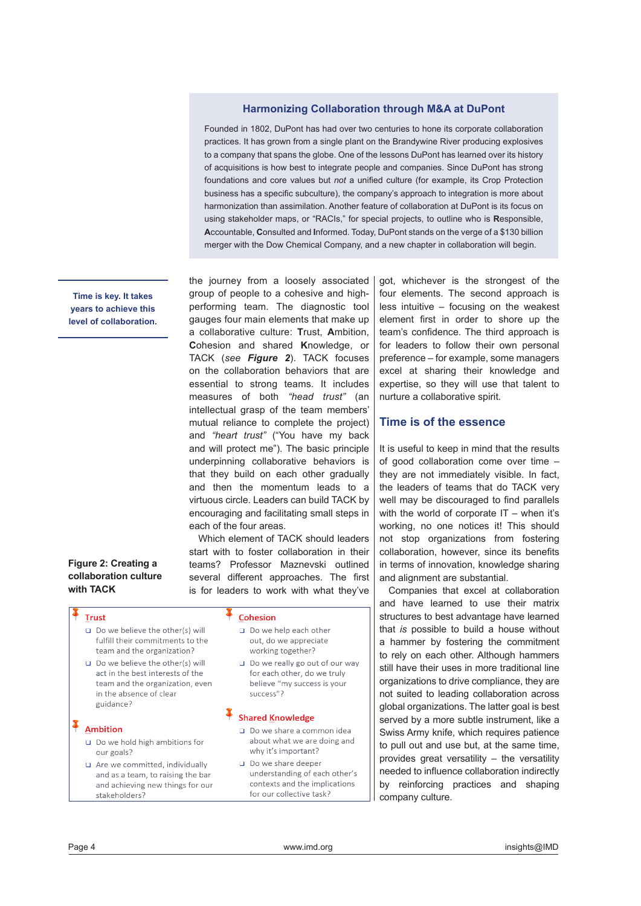### Harmonizing Collaboration through M&A at DuPont

Founded in 1802, DuPont has had over two centuries to hone its corporate collaboration practices. It has grown from a single plant on the Brandywine River producing explosives to a company that spans the globe. One of the lessons DuPont has learned over its history of acquisitions is how best to integrate people and companies. Since DuPont has strong foundations and core values but *not* a unified culture (for example, its Crop Protection business has a specific subculture), the company's approach to integration is more about harmonization than assimilation. Another feature of collaboration at DuPont is its focus on using stakeholder maps, or "RACIs," for special projects, to outline who is **R**esponsible, **A**ccountable, **C**onsulted and **I**nformed. Today, DuPont stands on the verge of a $130 billion merger with the Dow Chemical Company, and a new chapter in collaboration will begin.

**Time is key. It takes years to achieve this level of collaboration.**

the journey from a loosely associated group of people to a cohesive and high-performing team. The diagnostic tool gauges four main elements that make up a collaborative culture: **T**rust, **A**mbition, **C**ohesion and shared **K**nowledge, or TACK (*see **Figure 2***). TACK focuses on the collaboration behaviors that are essential to strong teams. It includes measures of both *"head trust"* (an intellectual grasp of the team members' mutual reliance to complete the project) and *"heart trust"* ("You have my back and will protect me"). The basic principle underpinning collaborative behaviors is that they build on each other gradually and then the momentum leads to a virtuous circle. Leaders can build TACK by encouraging and facilitating small steps in each of the four areas.

Which element of TACK should leaders start with to foster collaboration in their teams? Professor Maznevski outlined several different approaches. The first is for leaders to work with what they've got, whichever is the strongest of the four elements. The second approach is less intuitive – focusing on the weakest element first in order to shore up the team's confidence. The third approach is for leaders to follow their own personal preference – for example, some managers excel at sharing their knowledge and expertise, so they will use that talent to nurture a collaborative spirit.

**Figure 2: Creating a collaboration culture with TACK**

**Trust**
- Do we believe the other(s) will fulfill their commitments to the team and the organization?
- Do we believe the other(s) will act in the best interests of the team and the organization, even in the absence of clear guidance?

**Ambition**
- Do we hold high ambitions for our goals?
- Are we committed, individually and as a team, to raising the bar and achieving new things for our stakeholders?

**Cohesion**
- Do we help each other out, do we appreciate working together?
- Do we really go out of our way for each other, do we truly believe "my success is your success"?

**Shared Knowledge**
- Do we share a common idea about what we are doing and why it's important?
- Do we share deeper understanding of each other's contexts and the implications for our collective task?

## Time is of the essence

It is useful to keep in mind that the results of good collaboration come over time – they are not immediately visible. In fact, the leaders of teams that do TACK very well may be discouraged to find parallels with the world of corporate IT – when it's working, no one notices it! This should not stop organizations from fostering collaboration, however, since its benefits in terms of innovation, knowledge sharing and alignment are substantial.

Companies that excel at collaboration and have learned to use their matrix structures to best advantage have learned that it *is* possible to build a house without a hammer by fostering the commitment to rely on each other. Although hammers still have their uses in more traditional line organizations to drive compliance, they are not suited to leading collaboration across global organizations. The latter goal is best served by a more subtle instrument, like a Swiss Army knife, which requires patience to pull out and use but, at the same time, provides great versatility – the versatility needed to influence collaboration indirectly by reinforcing practices and shaping company culture.